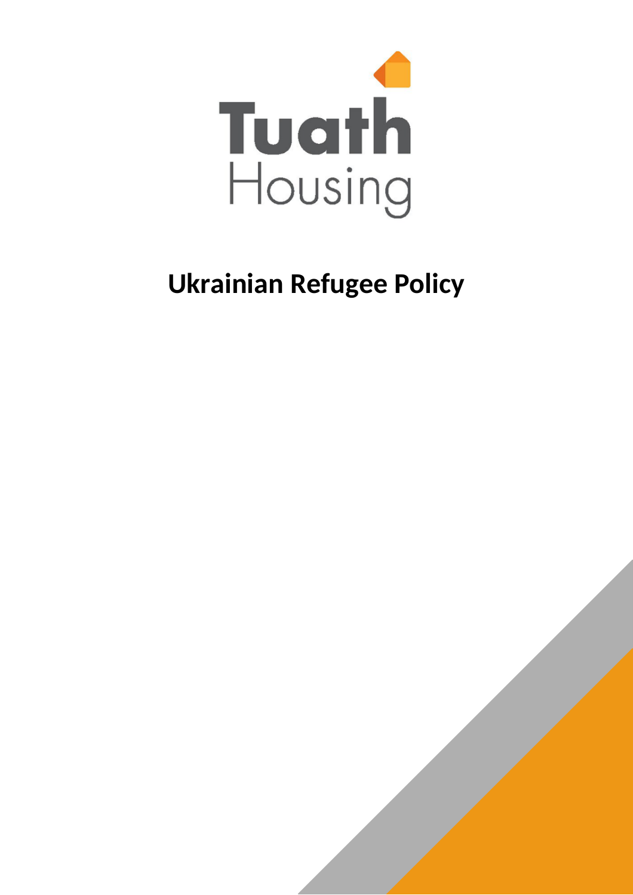Tuath Housing

# Ukrainian Refugee Policy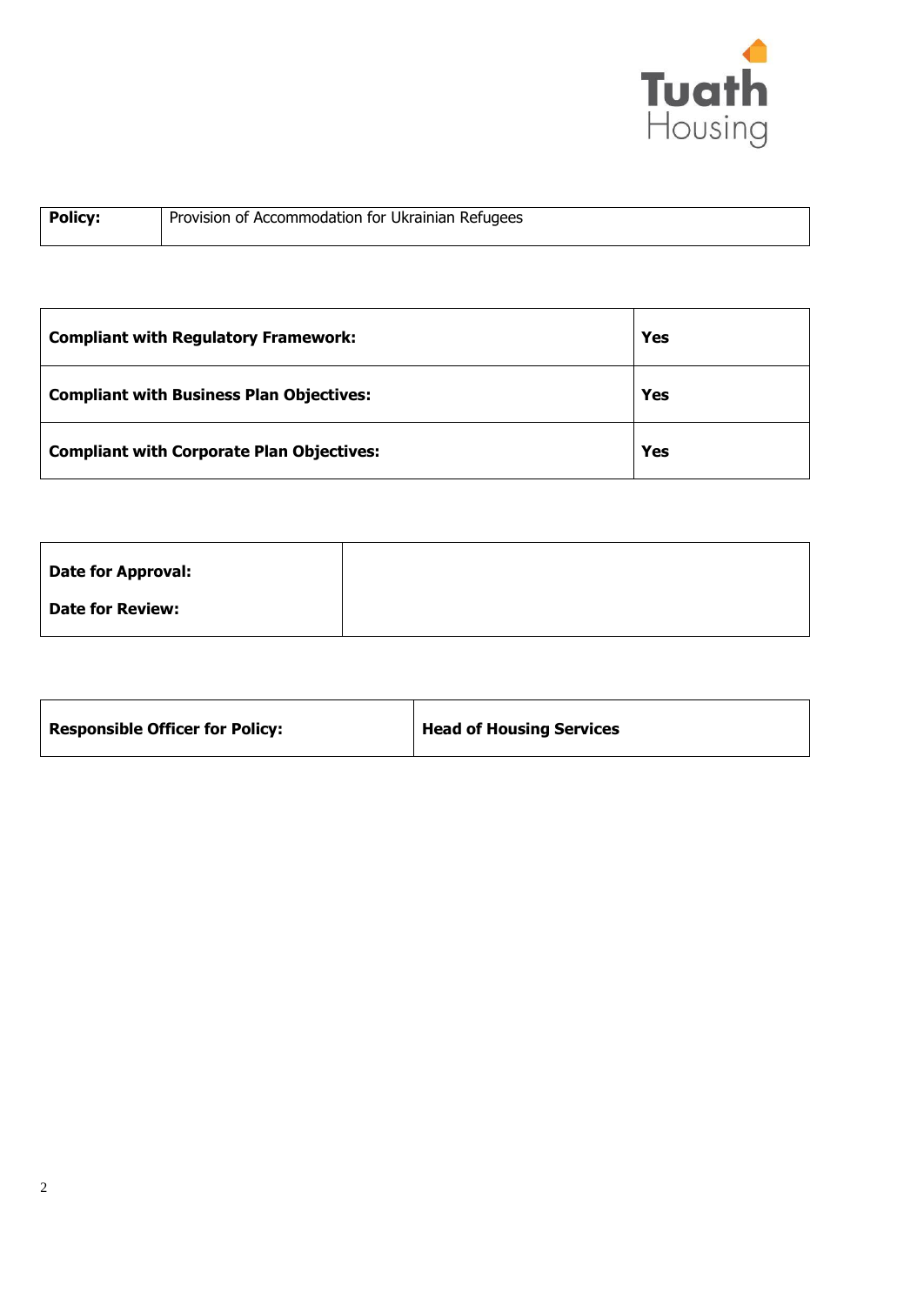| **Policy:** | Provision of Accommodation for Ukrainian Refugees |
|---|---|

| **Compliant with Regulatory Framework:** | **Yes** |
|---|---|
| **Compliant with Business Plan Objectives:** | **Yes** |
| **Compliant with Corporate Plan Objectives:** | **Yes** |

| **Date for Approval:** | |
|---|---|
| **Date for Review:** | |

| **Responsible Officer for Policy:** | **Head of Housing Services** |
|---|---|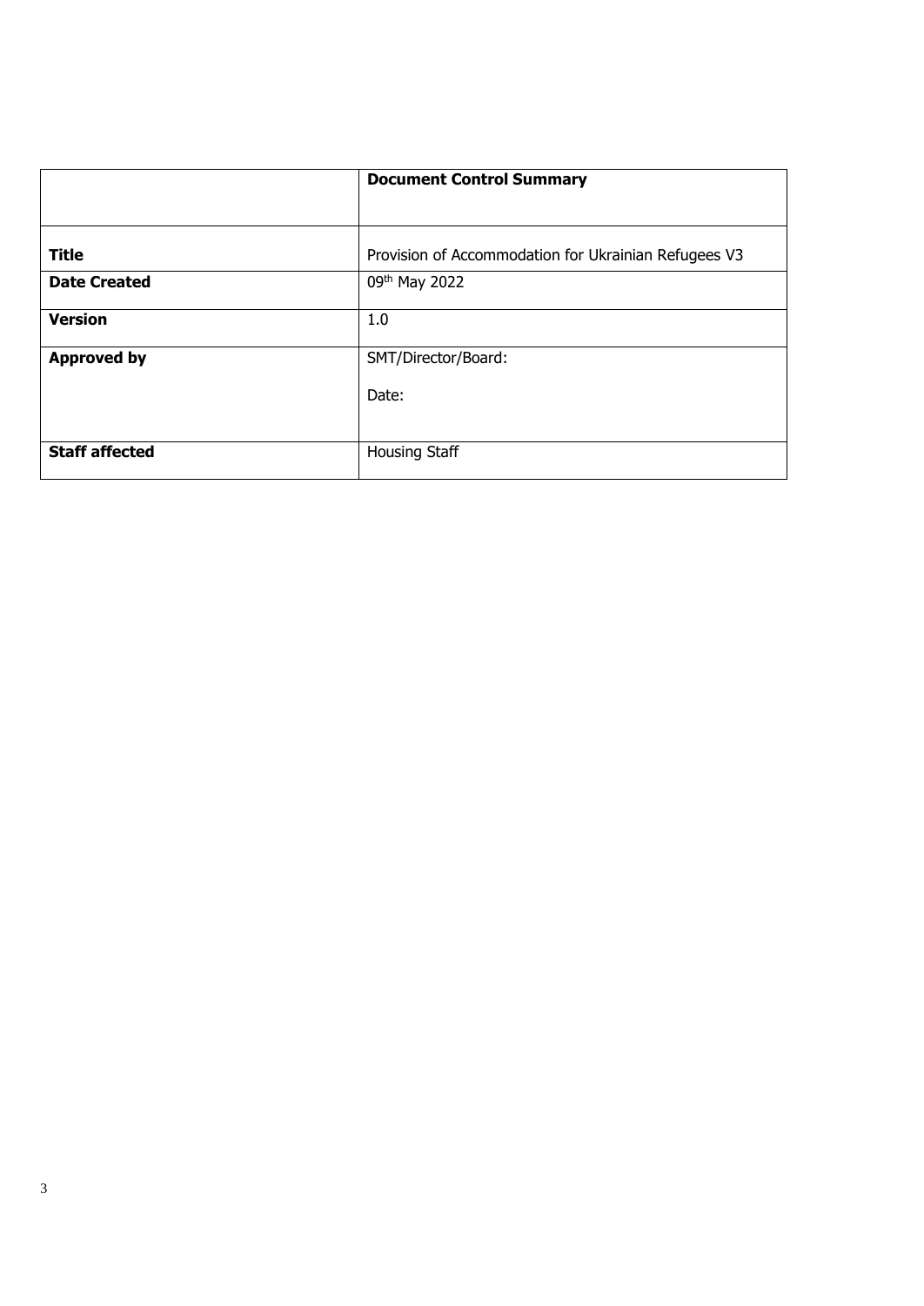|  | **Document Control Summary** |
|---|---|
| **Title** | Provision of Accommodation for Ukrainian Refugees V3 |
| **Date Created** | 09th May 2022 |
| **Version** | 1.0 |
| **Approved by** | SMT/Director/Board:<br><br>Date: |
| **Staff affected** | Housing Staff |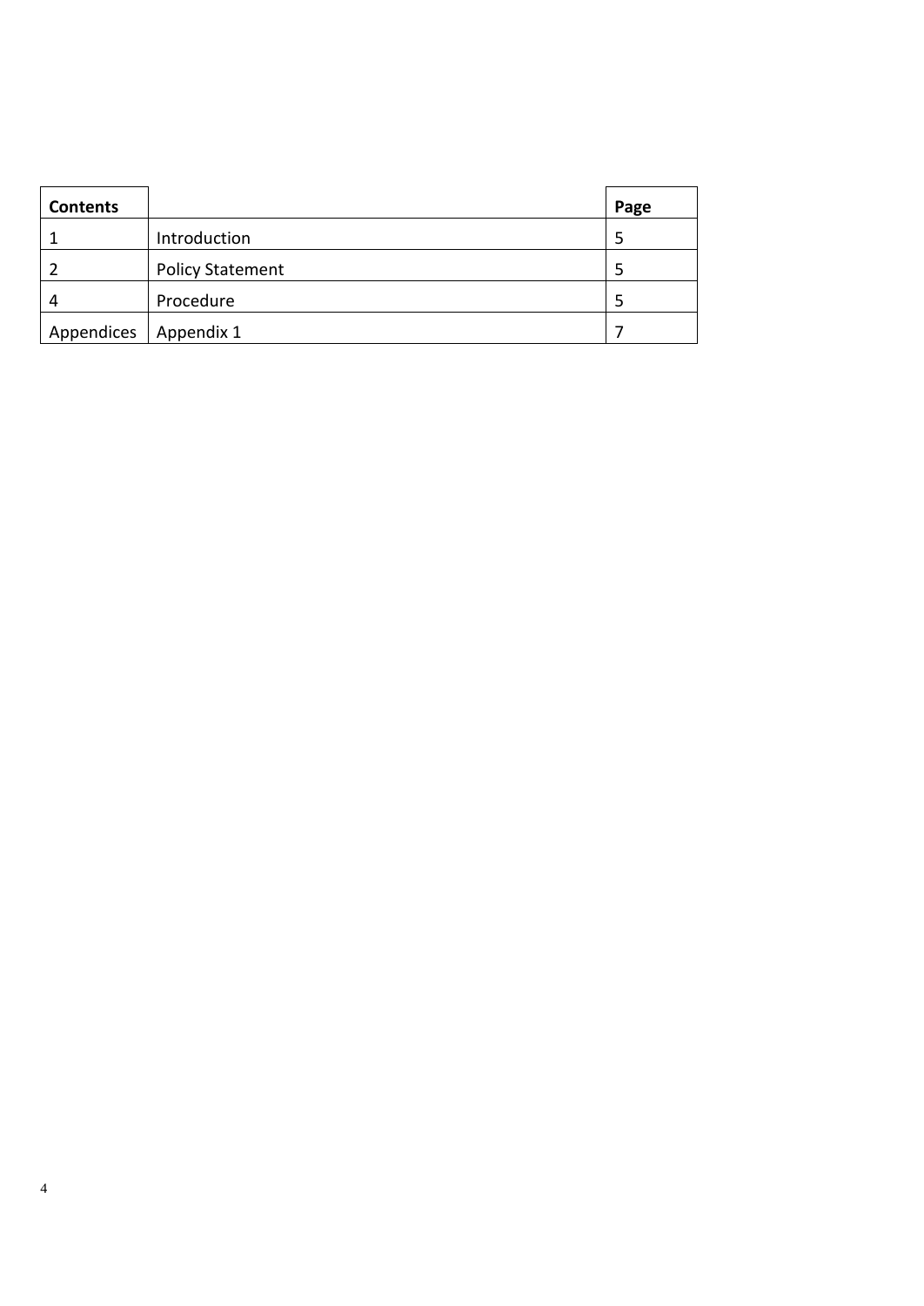| Contents | | Page |
|---|---|---|
| 1 | Introduction | 5 |
| 2 | Policy Statement | 5 |
| 4 | Procedure | 5 |
| Appendices | Appendix 1 | 7 |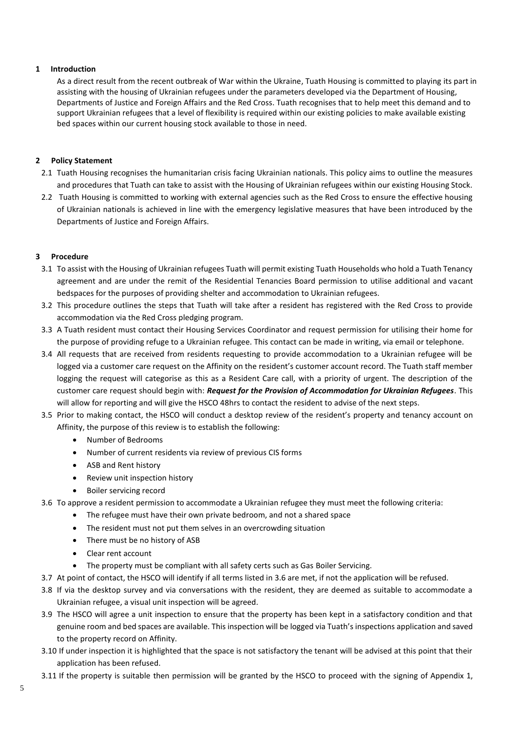## 1 Introduction

As a direct result from the recent outbreak of War within the Ukraine, Tuath Housing is committed to playing its part in assisting with the housing of Ukrainian refugees under the parameters developed via the Department of Housing, Departments of Justice and Foreign Affairs and the Red Cross. Tuath recognises that to help meet this demand and to support Ukrainian refugees that a level of flexibility is required within our existing policies to make available existing bed spaces within our current housing stock available to those in need.

## 2 Policy Statement

2.1 Tuath Housing recognises the humanitarian crisis facing Ukrainian nationals. This policy aims to outline the measures and procedures that Tuath can take to assist with the Housing of Ukrainian refugees within our existing Housing Stock.

2.2 Tuath Housing is committed to working with external agencies such as the Red Cross to ensure the effective housing of Ukrainian nationals is achieved in line with the emergency legislative measures that have been introduced by the Departments of Justice and Foreign Affairs.

## 3 Procedure

3.1 To assist with the Housing of Ukrainian refugees Tuath will permit existing Tuath Households who hold a Tuath Tenancy agreement and are under the remit of the Residential Tenancies Board permission to utilise additional and vacant bedspaces for the purposes of providing shelter and accommodation to Ukrainian refugees.

3.2 This procedure outlines the steps that Tuath will take after a resident has registered with the Red Cross to provide accommodation via the Red Cross pledging program.

3.3 A Tuath resident must contact their Housing Services Coordinator and request permission for utilising their home for the purpose of providing refuge to a Ukrainian refugee. This contact can be made in writing, via email or telephone.

3.4 All requests that are received from residents requesting to provide accommodation to a Ukrainian refugee will be logged via a customer care request on the Affinity on the resident's customer account record. The Tuath staff member logging the request will categorise as this as a Resident Care call, with a priority of urgent. The description of the customer care request should begin with: ***Request for the Provision of Accommodation for Ukrainian Refugees***. This will allow for reporting and will give the HSCO 48hrs to contact the resident to advise of the next steps.

3.5 Prior to making contact, the HSCO will conduct a desktop review of the resident's property and tenancy account on Affinity, the purpose of this review is to establish the following:

- Number of Bedrooms
- Number of current residents via review of previous CIS forms
- ASB and Rent history
- Review unit inspection history
- Boiler servicing record

3.6 To approve a resident permission to accommodate a Ukrainian refugee they must meet the following criteria:

- The refugee must have their own private bedroom, and not a shared space
- The resident must not put them selves in an overcrowding situation
- There must be no history of ASB
- Clear rent account
- The property must be compliant with all safety certs such as Gas Boiler Servicing.

3.7 At point of contact, the HSCO will identify if all terms listed in 3.6 are met, if not the application will be refused.

3.8 If via the desktop survey and via conversations with the resident, they are deemed as suitable to accommodate a Ukrainian refugee, a visual unit inspection will be agreed.

3.9 The HSCO will agree a unit inspection to ensure that the property has been kept in a satisfactory condition and that genuine room and bed spaces are available. This inspection will be logged via Tuath's inspections application and saved to the property record on Affinity.

3.10 If under inspection it is highlighted that the space is not satisfactory the tenant will be advised at this point that their application has been refused.

3.11 If the property is suitable then permission will be granted by the HSCO to proceed with the signing of Appendix 1,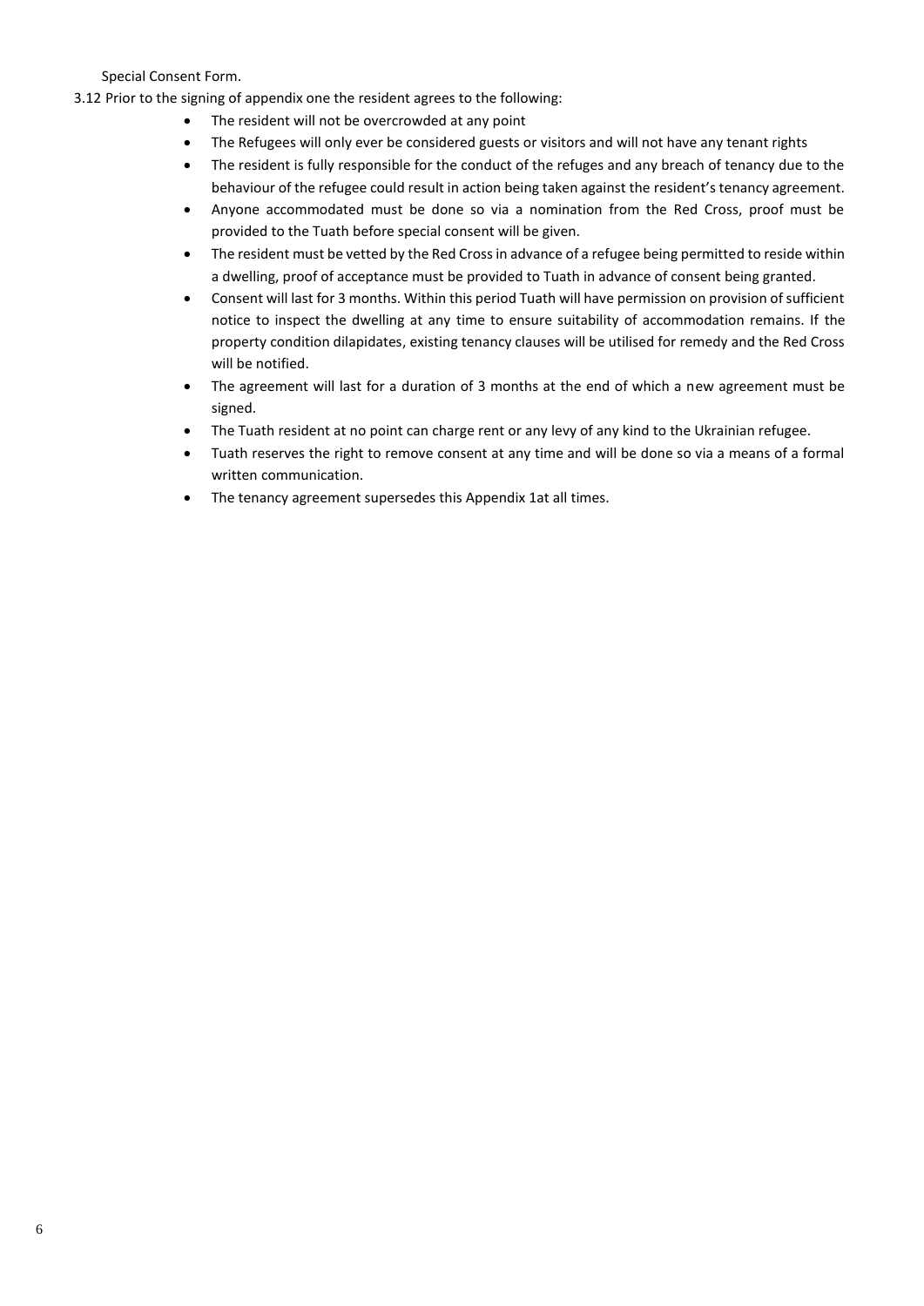Special Consent Form.

3.12 Prior to the signing of appendix one the resident agrees to the following:

- The resident will not be overcrowded at any point
- The Refugees will only ever be considered guests or visitors and will not have any tenant rights
- The resident is fully responsible for the conduct of the refuges and any breach of tenancy due to the behaviour of the refugee could result in action being taken against the resident's tenancy agreement.
- Anyone accommodated must be done so via a nomination from the Red Cross, proof must be provided to the Tuath before special consent will be given.
- The resident must be vetted by the Red Cross in advance of a refugee being permitted to reside within a dwelling, proof of acceptance must be provided to Tuath in advance of consent being granted.
- Consent will last for 3 months. Within this period Tuath will have permission on provision of sufficient notice to inspect the dwelling at any time to ensure suitability of accommodation remains. If the property condition dilapidates, existing tenancy clauses will be utilised for remedy and the Red Cross will be notified.
- The agreement will last for a duration of 3 months at the end of which a new agreement must be signed.
- The Tuath resident at no point can charge rent or any levy of any kind to the Ukrainian refugee.
- Tuath reserves the right to remove consent at any time and will be done so via a means of a formal written communication.
- The tenancy agreement supersedes this Appendix 1at all times.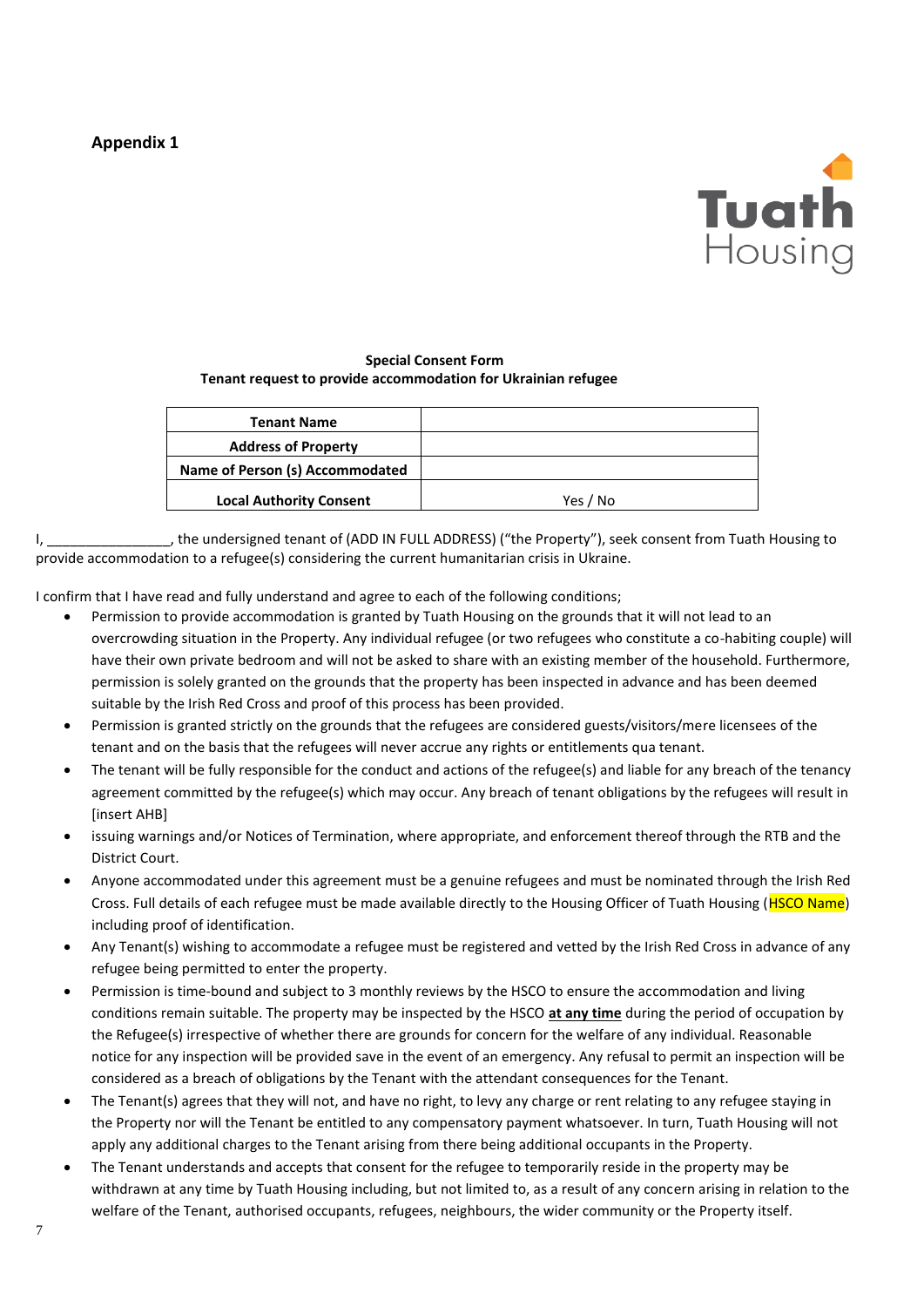**Appendix 1**

Tuath Housing

**Special Consent Form**
**Tenant request to provide accommodation for Ukrainian refugee**

| **Tenant Name** | |
|---|---|
| **Address of Property** | |
| **Name of Person (s) Accommodated** | |
| **Local Authority Consent** | Yes / No |

I, ________________, the undersigned tenant of (ADD IN FULL ADDRESS) ("the Property"), seek consent from Tuath Housing to provide accommodation to a refugee(s) considering the current humanitarian crisis in Ukraine.

I confirm that I have read and fully understand and agree to each of the following conditions;

- Permission to provide accommodation is granted by Tuath Housing on the grounds that it will not lead to an overcrowding situation in the Property. Any individual refugee (or two refugees who constitute a co-habiting couple) will have their own private bedroom and will not be asked to share with an existing member of the household. Furthermore, permission is solely granted on the grounds that the property has been inspected in advance and has been deemed suitable by the Irish Red Cross and proof of this process has been provided.
- Permission is granted strictly on the grounds that the refugees are considered guests/visitors/mere licensees of the tenant and on the basis that the refugees will never accrue any rights or entitlements qua tenant.
- The tenant will be fully responsible for the conduct and actions of the refugee(s) and liable for any breach of the tenancy agreement committed by the refugee(s) which may occur. Any breach of tenant obligations by the refugees will result in [insert AHB]
- issuing warnings and/or Notices of Termination, where appropriate, and enforcement thereof through the RTB and the District Court.
- Anyone accommodated under this agreement must be a genuine refugees and must be nominated through the Irish Red Cross. Full details of each refugee must be made available directly to the Housing Officer of Tuath Housing (HSCO Name) including proof of identification.
- Any Tenant(s) wishing to accommodate a refugee must be registered and vetted by the Irish Red Cross in advance of any refugee being permitted to enter the property.
- Permission is time-bound and subject to 3 monthly reviews by the HSCO to ensure the accommodation and living conditions remain suitable. The property may be inspected by the HSCO **at any time** during the period of occupation by the Refugee(s) irrespective of whether there are grounds for concern for the welfare of any individual. Reasonable notice for any inspection will be provided save in the event of an emergency. Any refusal to permit an inspection will be considered as a breach of obligations by the Tenant with the attendant consequences for the Tenant.
- The Tenant(s) agrees that they will not, and have no right, to levy any charge or rent relating to any refugee staying in the Property nor will the Tenant be entitled to any compensatory payment whatsoever. In turn, Tuath Housing will not apply any additional charges to the Tenant arising from there being additional occupants in the Property.
- The Tenant understands and accepts that consent for the refugee to temporarily reside in the property may be withdrawn at any time by Tuath Housing including, but not limited to, as a result of any concern arising in relation to the welfare of the Tenant, authorised occupants, refugees, neighbours, the wider community or the Property itself.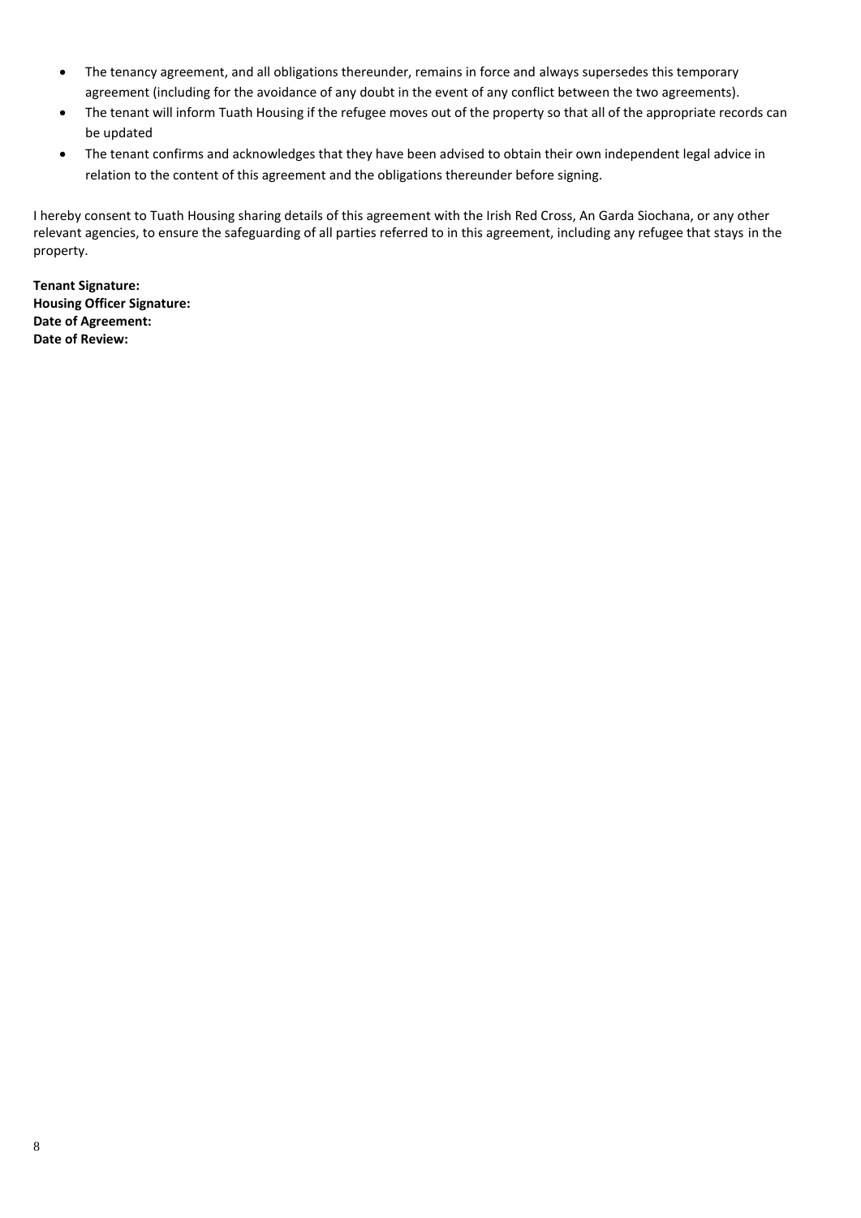- The tenancy agreement, and all obligations thereunder, remains in force and always supersedes this temporary agreement (including for the avoidance of any doubt in the event of any conflict between the two agreements).
- The tenant will inform Tuath Housing if the refugee moves out of the property so that all of the appropriate records can be updated
- The tenant confirms and acknowledges that they have been advised to obtain their own independent legal advice in relation to the content of this agreement and the obligations thereunder before signing.

I hereby consent to Tuath Housing sharing details of this agreement with the Irish Red Cross, An Garda Siochana, or any other relevant agencies, to ensure the safeguarding of all parties referred to in this agreement, including any refugee that stays in the property.

**Tenant Signature:**
**Housing Officer Signature:**
**Date of Agreement:**
**Date of Review:**